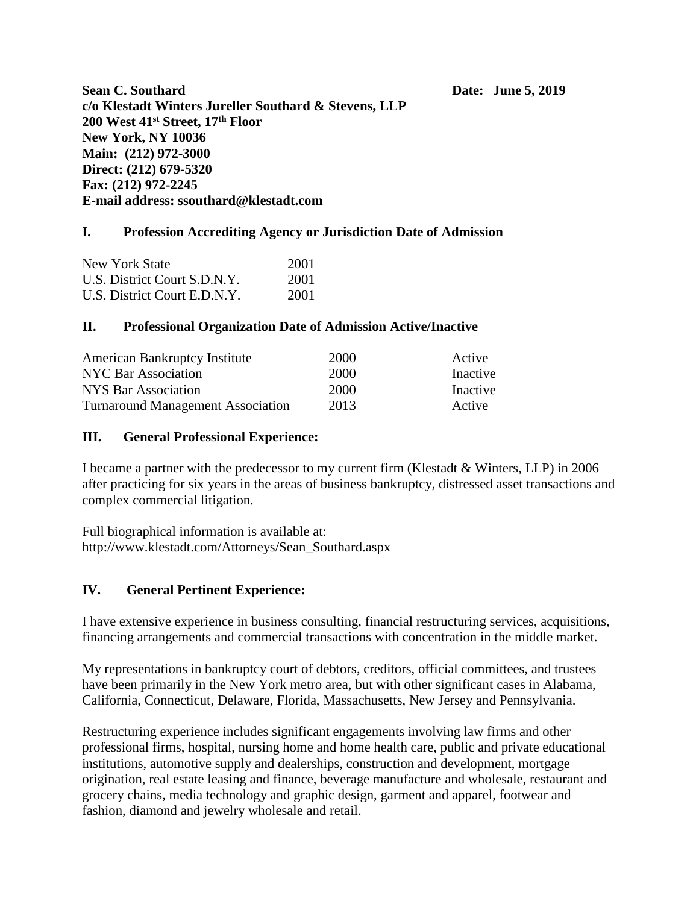**Sean C. Southard** **Date: June 5, 2019**
**c/o Klestadt Winters Jureller Southard & Stevens, LLP**
**200 West 41st Street, 17th Floor**
**New York, NY 10036**
**Main: (212) 972-3000**
**Direct: (212) 679-5320**
**Fax: (212) 972-2245**
**E-mail address: ssouthard@klestadt.com**

## I. Profession Accrediting Agency or Jurisdiction Date of Admission

| | |
|---|---|
| New York State | 2001 |
| U.S. District Court S.D.N.Y. | 2001 |
| U.S. District Court E.D.N.Y. | 2001 |

## II. Professional Organization Date of Admission Active/Inactive

| | | |
|---|---|---|
| American Bankruptcy Institute | 2000 | Active |
| NYC Bar Association | 2000 | Inactive |
| NYS Bar Association | 2000 | Inactive |
| Turnaround Management Association | 2013 | Active |

## III. General Professional Experience:

I became a partner with the predecessor to my current firm (Klestadt & Winters, LLP) in 2006 after practicing for six years in the areas of business bankruptcy, distressed asset transactions and complex commercial litigation.

Full biographical information is available at:
http://www.klestadt.com/Attorneys/Sean_Southard.aspx

## IV. General Pertinent Experience:

I have extensive experience in business consulting, financial restructuring services, acquisitions, financing arrangements and commercial transactions with concentration in the middle market.

My representations in bankruptcy court of debtors, creditors, official committees, and trustees have been primarily in the New York metro area, but with other significant cases in Alabama, California, Connecticut, Delaware, Florida, Massachusetts, New Jersey and Pennsylvania.

Restructuring experience includes significant engagements involving law firms and other professional firms, hospital, nursing home and home health care, public and private educational institutions, automotive supply and dealerships, construction and development, mortgage origination, real estate leasing and finance, beverage manufacture and wholesale, restaurant and grocery chains, media technology and graphic design, garment and apparel, footwear and fashion, diamond and jewelry wholesale and retail.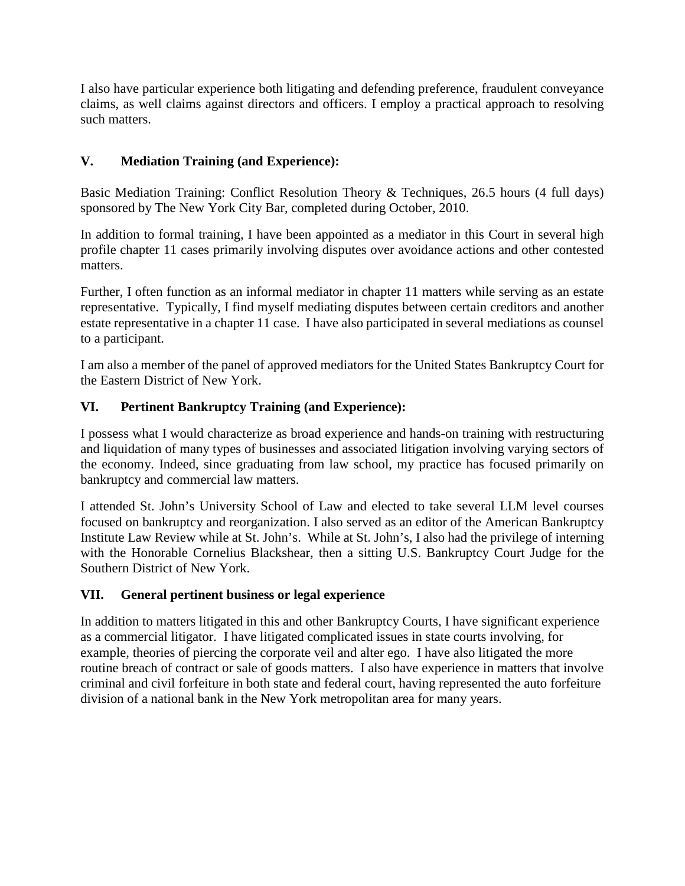I also have particular experience both litigating and defending preference, fraudulent conveyance claims, as well claims against directors and officers. I employ a practical approach to resolving such matters.

## V. Mediation Training (and Experience):

Basic Mediation Training: Conflict Resolution Theory & Techniques, 26.5 hours (4 full days) sponsored by The New York City Bar, completed during October, 2010.

In addition to formal training, I have been appointed as a mediator in this Court in several high profile chapter 11 cases primarily involving disputes over avoidance actions and other contested matters.

Further, I often function as an informal mediator in chapter 11 matters while serving as an estate representative. Typically, I find myself mediating disputes between certain creditors and another estate representative in a chapter 11 case. I have also participated in several mediations as counsel to a participant.

I am also a member of the panel of approved mediators for the United States Bankruptcy Court for the Eastern District of New York.

## VI. Pertinent Bankruptcy Training (and Experience):

I possess what I would characterize as broad experience and hands-on training with restructuring and liquidation of many types of businesses and associated litigation involving varying sectors of the economy. Indeed, since graduating from law school, my practice has focused primarily on bankruptcy and commercial law matters.

I attended St. John's University School of Law and elected to take several LLM level courses focused on bankruptcy and reorganization. I also served as an editor of the American Bankruptcy Institute Law Review while at St. John's. While at St. John's, I also had the privilege of interning with the Honorable Cornelius Blackshear, then a sitting U.S. Bankruptcy Court Judge for the Southern District of New York.

## VII. General pertinent business or legal experience

In addition to matters litigated in this and other Bankruptcy Courts, I have significant experience as a commercial litigator. I have litigated complicated issues in state courts involving, for example, theories of piercing the corporate veil and alter ego. I have also litigated the more routine breach of contract or sale of goods matters. I also have experience in matters that involve criminal and civil forfeiture in both state and federal court, having represented the auto forfeiture division of a national bank in the New York metropolitan area for many years.